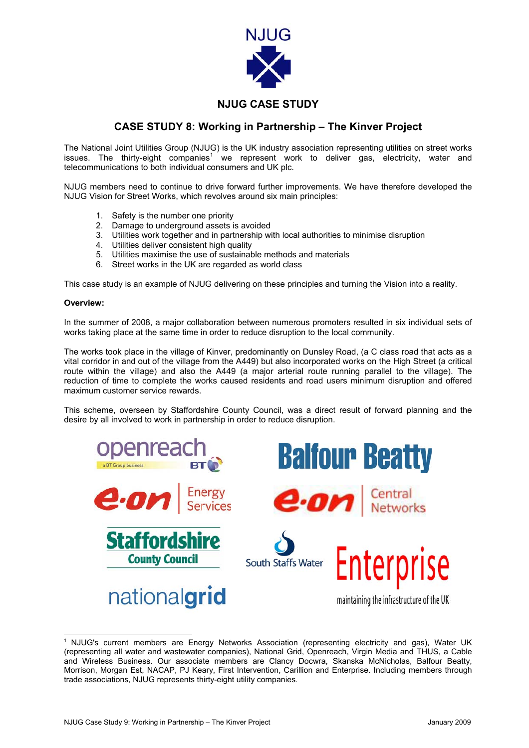NJUG

## NJUG CASE STUDY

# CASE STUDY 8: Working in Partnership – The Kinver Project

The National Joint Utilities Group (NJUG) is the UK industry association representing utilities on street works issues. The thirty-eight companies[1] we represent work to deliver gas, electricity, water and telecommunications to both individual consumers and UK plc.

NJUG members need to continue to drive forward further improvements. We have therefore developed the NJUG Vision for Street Works, which revolves around six main principles:

1. Safety is the number one priority
2. Damage to underground assets is avoided
3. Utilities work together and in partnership with local authorities to minimise disruption
4. Utilities deliver consistent high quality
5. Utilities maximise the use of sustainable methods and materials
6. Street works in the UK are regarded as world class

This case study is an example of NJUG delivering on these principles and turning the Vision into a reality.

**Overview:**

In the summer of 2008, a major collaboration between numerous promoters resulted in six individual sets of works taking place at the same time in order to reduce disruption to the local community.

The works took place in the village of Kinver, predominantly on Dunsley Road, (a C class road that acts as a vital corridor in and out of the village from the A449) but also incorporated works on the High Street (a critical route within the village) and also the A449 (a major arterial route running parallel to the village). The reduction of time to complete the works caused residents and road users minimum disruption and offered maximum customer service rewards.

This scheme, overseen by Staffordshire County Council, was a direct result of forward planning and the desire by all involved to work in partnership in order to reduce disruption.

openreach – a BT Group business

Balfour Beatty

e.on Energy Services

e.on Central Networks

Staffordshire County Council

South Staffs Water

Enterprise – maintaining the infrastructure of the UK

nationalgrid

---

[1] NJUG's current members are Energy Networks Association (representing electricity and gas), Water UK (representing all water and wastewater companies), National Grid, Openreach, Virgin Media and THUS, a Cable and Wireless Business. Our associate members are Clancy Docwra, Skanska McNicholas, Balfour Beatty, Morrison, Morgan Est, NACAP, PJ Keary, First Intervention, Carillion and Enterprise. Including members through trade associations, NJUG represents thirty-eight utility companies.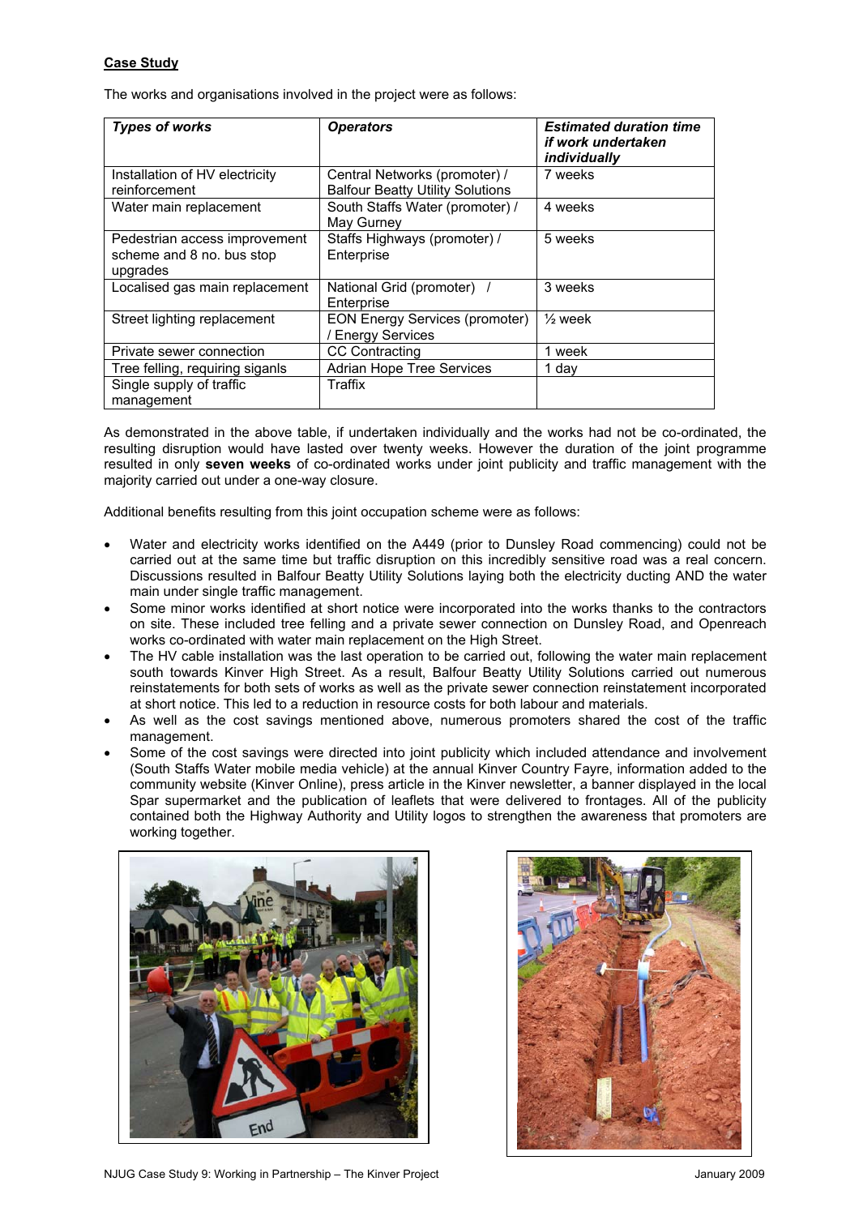**Case Study**

The works and organisations involved in the project were as follows:

| ***Types of works*** | ***Operators*** | ***Estimated duration time if work undertaken individually*** |
|---|---|---|
| Installation of HV electricity reinforcement | Central Networks (promoter) / Balfour Beatty Utility Solutions | 7 weeks |
| Water main replacement | South Staffs Water (promoter) / May Gurney | 4 weeks |
| Pedestrian access improvement scheme and 8 no. bus stop upgrades | Staffs Highways (promoter) / Enterprise | 5 weeks |
| Localised gas main replacement | National Grid (promoter) / Enterprise | 3 weeks |
| Street lighting replacement | EON Energy Services (promoter) / Energy Services | ½ week |
| Private sewer connection | CC Contracting | 1 week |
| Tree felling, requiring siganls | Adrian Hope Tree Services | 1 day |
| Single supply of traffic management | Traffix | |

As demonstrated in the above table, if undertaken individually and the works had not be co-ordinated, the resulting disruption would have lasted over twenty weeks. However the duration of the joint programme resulted in only **seven weeks** of co-ordinated works under joint publicity and traffic management with the majority carried out under a one-way closure.

Additional benefits resulting from this joint occupation scheme were as follows:

- Water and electricity works identified on the A449 (prior to Dunsley Road commencing) could not be carried out at the same time but traffic disruption on this incredibly sensitive road was a real concern. Discussions resulted in Balfour Beatty Utility Solutions laying both the electricity ducting AND the water main under single traffic management.
- Some minor works identified at short notice were incorporated into the works thanks to the contractors on site. These included tree felling and a private sewer connection on Dunsley Road, and Openreach works co-ordinated with water main replacement on the High Street.
- The HV cable installation was the last operation to be carried out, following the water main replacement south towards Kinver High Street. As a result, Balfour Beatty Utility Solutions carried out numerous reinstatements for both sets of works as well as the private sewer connection reinstatement incorporated at short notice. This led to a reduction in resource costs for both labour and materials.
- As well as the cost savings mentioned above, numerous promoters shared the cost of the traffic management.
- Some of the cost savings were directed into joint publicity which included attendance and involvement (South Staffs Water mobile media vehicle) at the annual Kinver Country Fayre, information added to the community website (Kinver Online), press article in the Kinver newsletter, a banner displayed in the local Spar supermarket and the publication of leaflets that were delivered to frontages. All of the publicity contained both the Highway Authority and Utility logos to strengthen the awareness that promoters are working together.